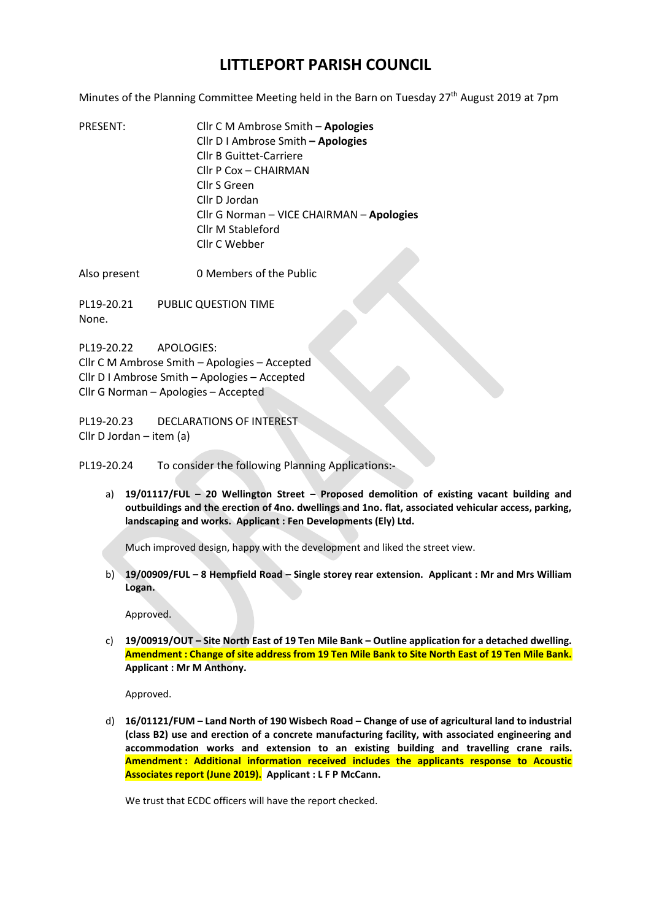# LITTLEPORT PARISH COUNCIL

Minutes of the Planning Committee Meeting held in the Barn on Tuesday 27th August 2019 at 7pm

PRESENT:
- Cllr C M Ambrose Smith – **Apologies**
- Cllr D I Ambrose Smith **– Apologies**
- Cllr B Guittet-Carriere
- Cllr P Cox – CHAIRMAN
- Cllr S Green
- Cllr D Jordan
- Cllr G Norman – VICE CHAIRMAN – **Apologies**
- Cllr M Stableford
- Cllr C Webber

Also present: 0 Members of the Public

PL19-20.21 PUBLIC QUESTION TIME

None.

PL19-20.22 APOLOGIES:

Cllr C M Ambrose Smith – Apologies – Accepted
Cllr D I Ambrose Smith – Apologies – Accepted
Cllr G Norman – Apologies – Accepted

PL19-20.23 DECLARATIONS OF INTEREST

Cllr D Jordan – item (a)

PL19-20.24 To consider the following Planning Applications:-

a) **19/01117/FUL – 20 Wellington Street – Proposed demolition of existing vacant building and outbuildings and the erection of 4no. dwellings and 1no. flat, associated vehicular access, parking, landscaping and works. Applicant : Fen Developments (Ely) Ltd.**

   Much improved design, happy with the development and liked the street view.

b) **19/00909/FUL – 8 Hempfield Road – Single storey rear extension. Applicant : Mr and Mrs William Logan.**

   Approved.

c) **19/00919/OUT – Site North East of 19 Ten Mile Bank – Outline application for a detached dwelling. Amendment : Change of site address from 19 Ten Mile Bank to Site North East of 19 Ten Mile Bank. Applicant : Mr M Anthony.**

   Approved.

d) **16/01121/FUM – Land North of 190 Wisbech Road – Change of use of agricultural land to industrial (class B2) use and erection of a concrete manufacturing facility, with associated engineering and accommodation works and extension to an existing building and travelling crane rails. Amendment : Additional information received includes the applicants response to Acoustic Associates report (June 2019). Applicant : L F P McCann.**

   We trust that ECDC officers will have the report checked.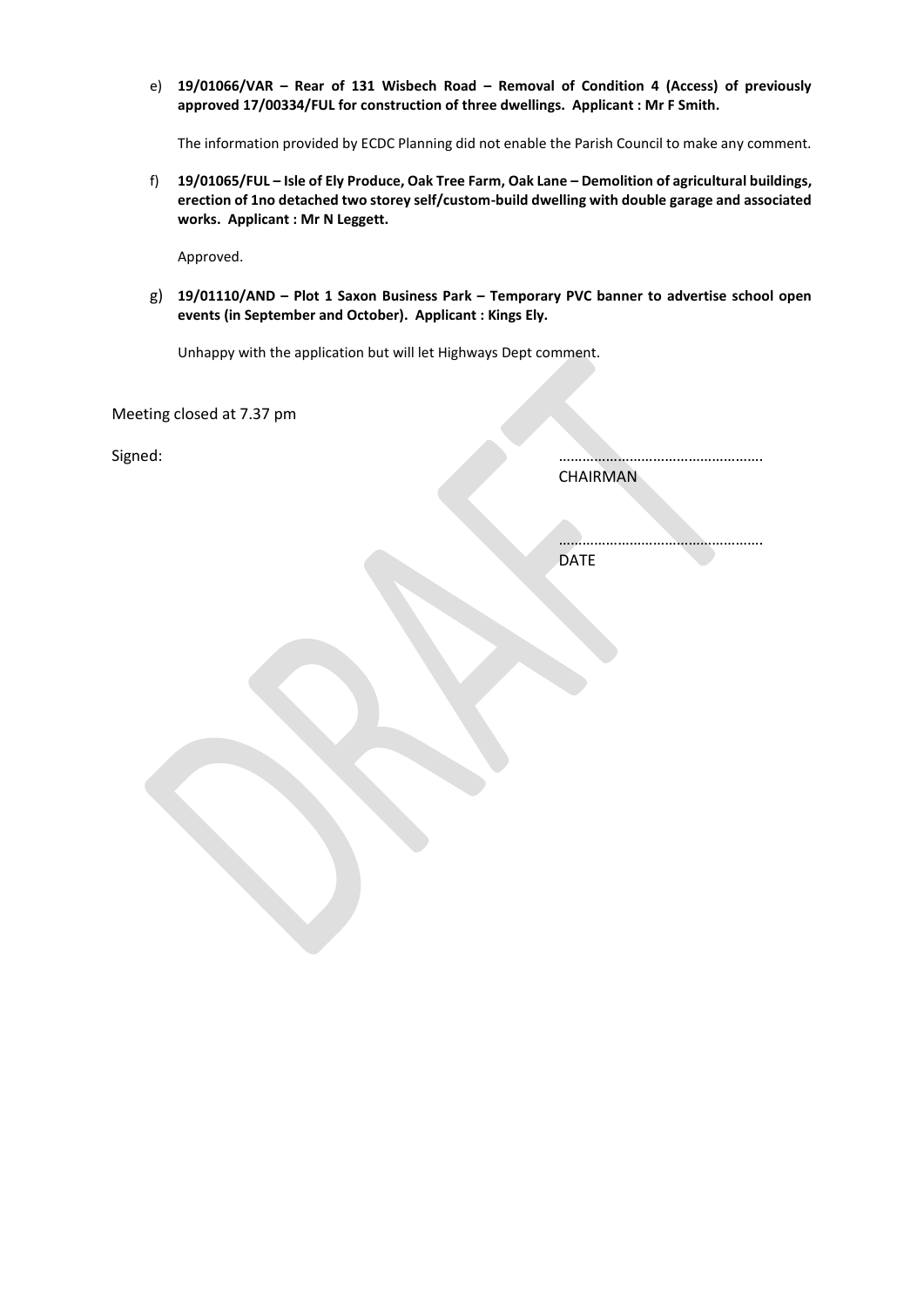e) **19/01066/VAR – Rear of 131 Wisbech Road – Removal of Condition 4 (Access) of previously approved 17/00334/FUL for construction of three dwellings. Applicant : Mr F Smith.**

   The information provided by ECDC Planning did not enable the Parish Council to make any comment.

f) **19/01065/FUL – Isle of Ely Produce, Oak Tree Farm, Oak Lane – Demolition of agricultural buildings, erection of 1no detached two storey self/custom-build dwelling with double garage and associated works. Applicant : Mr N Leggett.**

   Approved.

g) **19/01110/AND – Plot 1 Saxon Business Park – Temporary PVC banner to advertise school open events (in September and October). Applicant : Kings Ely.**

   Unhappy with the application but will let Highways Dept comment.

Meeting closed at 7.37 pm

Signed: …………………………………………….
CHAIRMAN

…………………………………………….
DATE

DRAFT